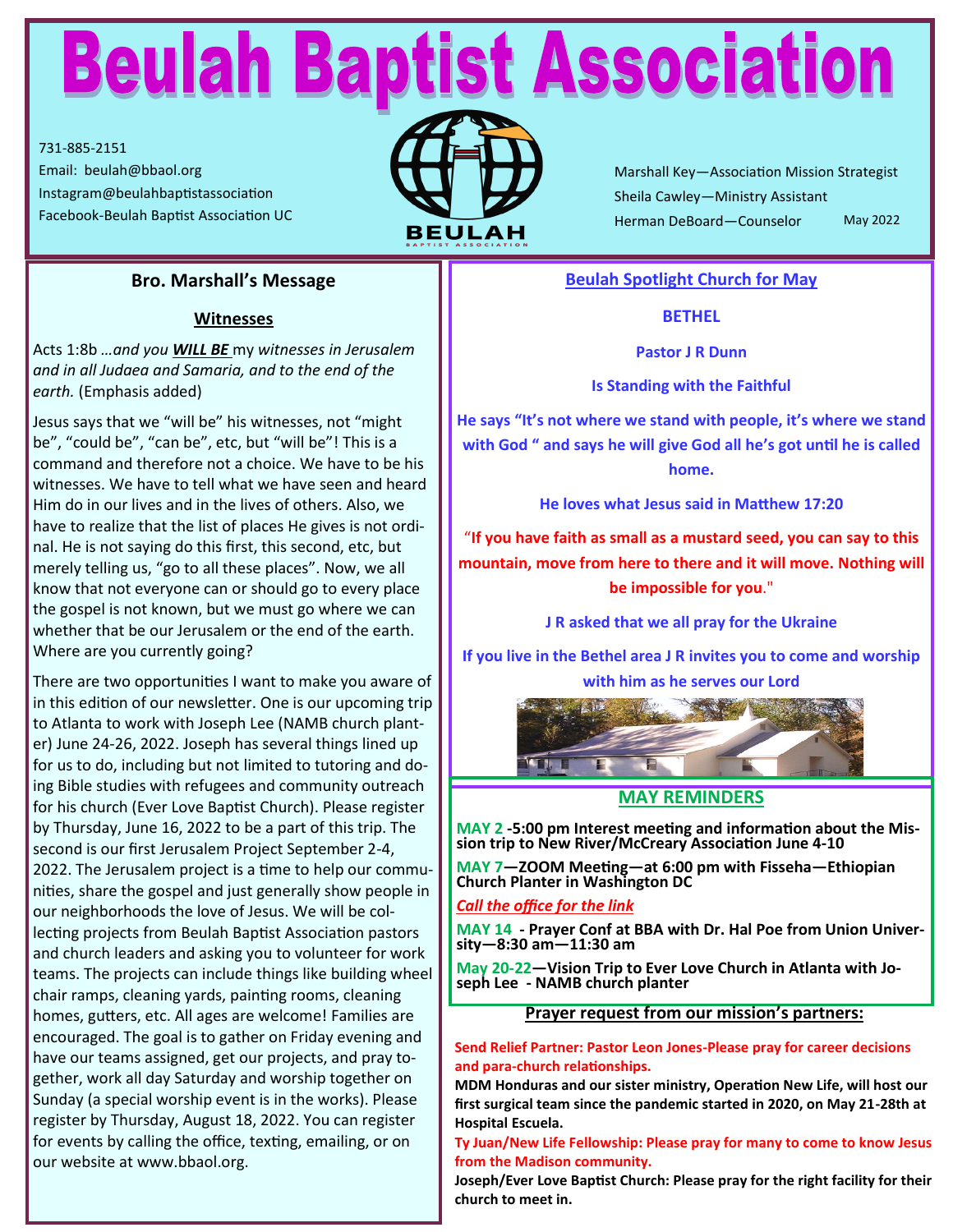# Beulah Baptist Association

731-885-2151
Email: beulah@bbaol.org
Instagram@beulahbaptistassociation
Facebook-Beulah Baptist Association UC

BEULAH BAPTIST ASSOCIATION

Marshall Key—Association Mission Strategist
Sheila Cawley—Ministry Assistant
Herman DeBoard—Counselor

May 2022

## Bro. Marshall's Message

### Witnesses

Acts 1:8b *…and you* ***WILL BE*** my *witnesses in Jerusalem and in all Judaea and Samaria, and to the end of the earth.* (Emphasis added)

Jesus says that we "will be" his witnesses, not "might be", "could be", "can be", etc, but "will be"! This is a command and therefore not a choice. We have to be his witnesses. We have to tell what we have seen and heard Him do in our lives and in the lives of others. Also, we have to realize that the list of places He gives is not ordinal. He is not saying do this first, this second, etc, but merely telling us, "go to all these places". Now, we all know that not everyone can or should go to every place the gospel is not known, but we must go where we can whether that be our Jerusalem or the end of the earth. Where are you currently going?

There are two opportunities I want to make you aware of in this edition of our newsletter. One is our upcoming trip to Atlanta to work with Joseph Lee (NAMB church planter) June 24-26, 2022. Joseph has several things lined up for us to do, including but not limited to tutoring and doing Bible studies with refugees and community outreach for his church (Ever Love Baptist Church). Please register by Thursday, June 16, 2022 to be a part of this trip. The second is our first Jerusalem Project September 2-4, 2022. The Jerusalem project is a time to help our communities, share the gospel and just generally show people in our neighborhoods the love of Jesus. We will be collecting projects from Beulah Baptist Association pastors and church leaders and asking you to volunteer for work teams. The projects can include things like building wheel chair ramps, cleaning yards, painting rooms, cleaning homes, gutters, etc. All ages are welcome! Families are encouraged. The goal is to gather on Friday evening and have our teams assigned, get our projects, and pray together, work all day Saturday and worship together on Sunday (a special worship event is in the works). Please register by Thursday, August 18, 2022. You can register for events by calling the office, texting, emailing, or on our website at www.bbaol.org.

## Beulah Spotlight Church for May

**BETHEL**

**Pastor J R Dunn**

**Is Standing with the Faithful**

**He says "It's not where we stand with people, it's where we stand with God " and says he will give God all he's got until he is called home.**

**He loves what Jesus said in Matthew 17:20**

"**If you have faith as small as a mustard seed, you can say to this mountain, move from here to there and it will move. Nothing will be impossible for you**."

**J R asked that we all pray for the Ukraine**

**If you live in the Bethel area J R invites you to come and worship with him as he serves our Lord**

## MAY REMINDERS

**MAY 2 -5:00 pm Interest meeting and information about the Mission trip to New River/McCreary Association June 4-10**

**MAY 7—ZOOM Meeting—at 6:00 pm with Fisseha—Ethiopian Church Planter in Washington DC**

***Call the office for the link***

**MAY 14 - Prayer Conf at BBA with Dr. Hal Poe from Union University—8:30 am—11:30 am**

**May 20-22—Vision Trip to Ever Love Church in Atlanta with Joseph Lee - NAMB church planter**

## Prayer request from our mission's partners:

**Send Relief Partner: Pastor Leon Jones-Please pray for career decisions and para-church relationships.**

**MDM Honduras and our sister ministry, Operation New Life, will host our first surgical team since the pandemic started in 2020, on May 21-28th at Hospital Escuela.**

**Ty Juan/New Life Fellowship: Please pray for many to come to know Jesus from the Madison community.**

**Joseph/Ever Love Baptist Church: Please pray for the right facility for their church to meet in.**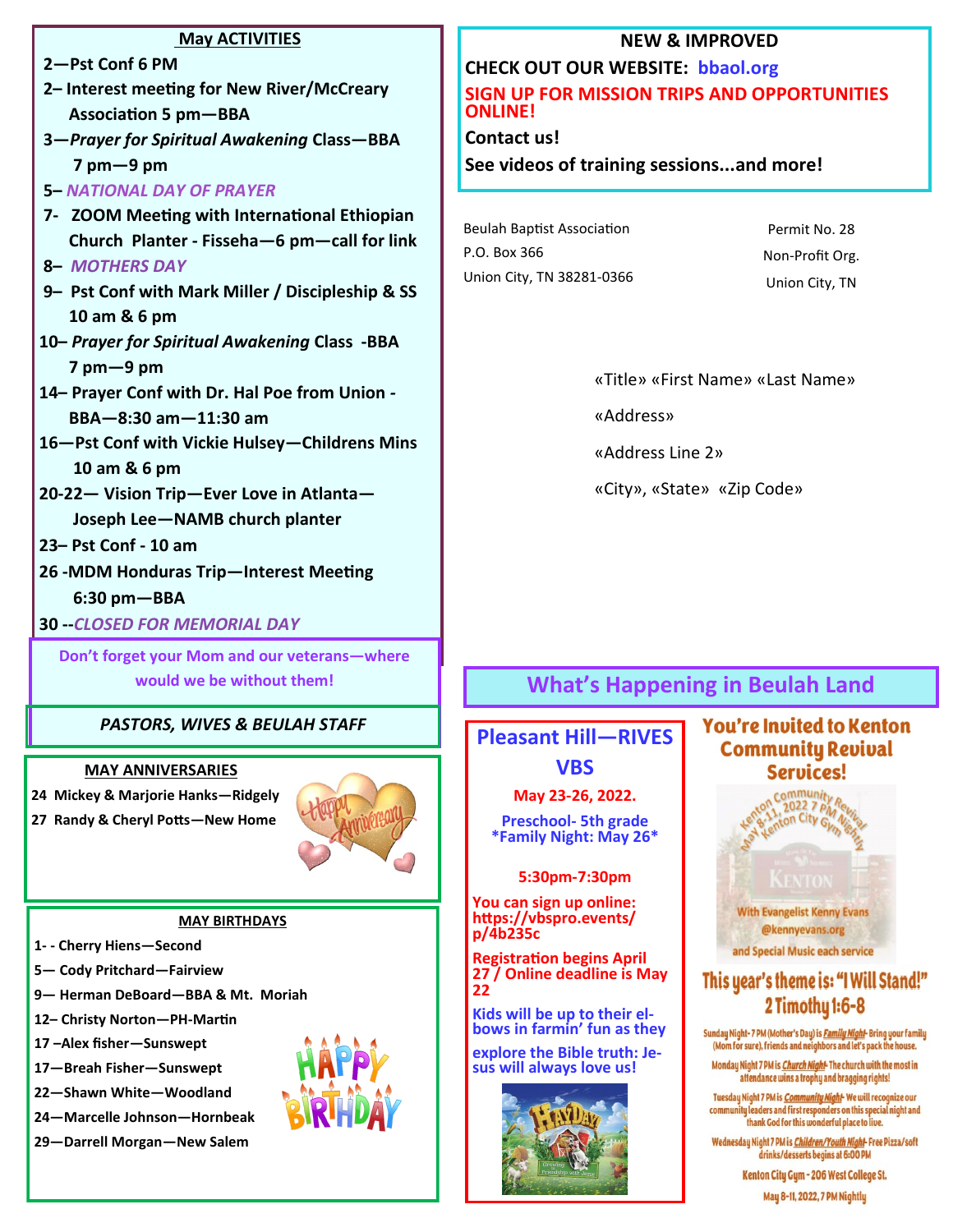## May ACTIVITIES

- 2—Pst Conf 6 PM
- 2– Interest meeting for New River/McCreary Association 5 pm—BBA
- 3—*Prayer for Spiritual Awakening* Class—BBA 7 pm—9 pm
- 5– *NATIONAL DAY OF PRAYER*
- 7- ZOOM Meeting with International Ethiopian Church Planter - Fisseha—6 pm—call for link
- 8– *MOTHERS DAY*
- 9– Pst Conf with Mark Miller / Discipleship & SS 10 am & 6 pm
- 10– *Prayer for Spiritual Awakening* Class -BBA 7 pm—9 pm
- 14– Prayer Conf with Dr. Hal Poe from Union - BBA—8:30 am—11:30 am
- 16—Pst Conf with Vickie Hulsey—Childrens Mins 10 am & 6 pm
- 20-22— Vision Trip—Ever Love in Atlanta—Joseph Lee—NAMB church planter
- 23– Pst Conf - 10 am
- 26 -MDM Honduras Trip—Interest Meeting 6:30 pm—BBA
- 30 --*CLOSED FOR MEMORIAL DAY*

**Don't forget your Mom and our veterans—where would we be without them!**

***PASTORS, WIVES & BEULAH STAFF***

### MAY ANNIVERSARIES

24 Mickey & Marjorie Hanks—Ridgely
27 Randy & Cheryl Potts—New Home

### MAY BIRTHDAYS

1- - Cherry Hiens—Second
5— Cody Pritchard—Fairview
9— Herman DeBoard—BBA & Mt. Moriah
12– Christy Norton—PH-Martin
17 –Alex fisher—Sunswept
17—Breah Fisher—Sunswept
22—Shawn White—Woodland
24—Marcelle Johnson—Hornbeak
29—Darrell Morgan—New Salem

## NEW & IMPROVED

**CHECK OUT OUR WEBSITE: bbaol.org**

**SIGN UP FOR MISSION TRIPS AND OPPORTUNITIES ONLINE!**

**Contact us!**

**See videos of training sessions...and more!**

Beulah Baptist Association
P.O. Box 366
Union City, TN 38281-0366

Permit No. 28
Non-Profit Org.
Union City, TN

«Title» «First Name» «Last Name»
«Address»
«Address Line 2»
«City», «State» «Zip Code»

## What's Happening in Beulah Land

### Pleasant Hill—RIVES VBS

**May 23-26, 2022.**

**Preschool- 5th grade**
***Family Night: May 26***

**5:30pm-7:30pm**

**You can sign up online: https://vbspro.events/p/4b235c**

**Registration begins April 27 / Online deadline is May 22**

**Kids will be up to their elbows in farmin' fun as they explore the Bible truth: Jesus will always love us!**

### You're Invited to Kenton Community Revival Services!

Kenton Community Revival May 8-11, 2022 7 PM Nightly Kenton City Gym

With Evangelist Kenny Evans @kennyevans.org and Special Music each service

**This year's theme is: "I Will Stand!" 2 Timothy 1:6-8**

Sunday Night- 7 PM (Mother's Day) is *Family Night*- Bring your family (Mom for sure), friends and neighbors and let's pack the house.

Monday Night 7 PM is *Church Night*- The church with the most in attendance wins a trophy and bragging rights!

Tuesday Night 7 PM is *Community Night*- We will recognize our community leaders and first responders on this special night and thank God for this wonderful place to live.

Wednesday Night 7 PM is *Children/Youth Night*- Free Pizza/soft drinks/desserts begins at 6:00 PM

Kenton City Gym - 206 West College St.

May 8-11, 2022, 7 PM Nightly